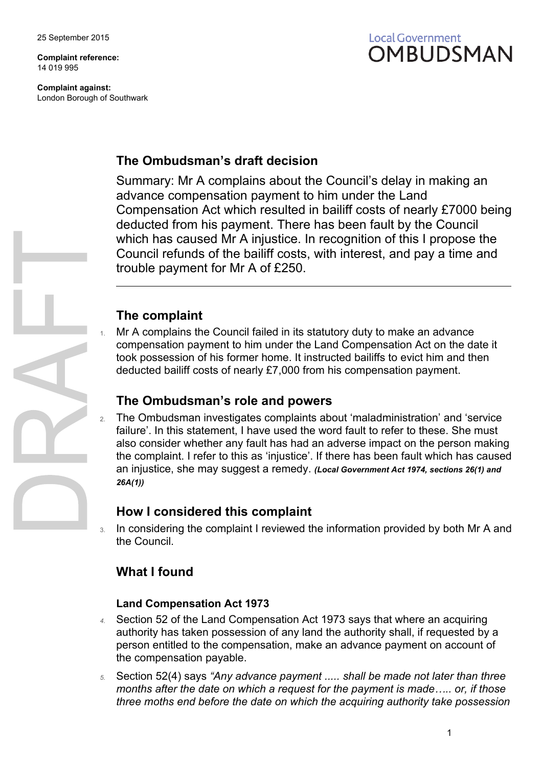25 September 2015

**Complaint reference:**
14 019 995

**Complaint against:**
London Borough of Southwark

Local Government OMBUDSMAN

DRAFT

## The Ombudsman's draft decision

Summary: Mr A complains about the Council's delay in making an advance compensation payment to him under the Land Compensation Act which resulted in bailiff costs of nearly £7000 being deducted from his payment. There has been fault by the Council which has caused Mr A injustice. In recognition of this I propose the Council refunds of the bailiff costs, with interest, and pay a time and trouble payment for Mr A of £250.

---

## The complaint

1. Mr A complains the Council failed in its statutory duty to make an advance compensation payment to him under the Land Compensation Act on the date it took possession of his former home. It instructed bailiffs to evict him and then deducted bailiff costs of nearly £7,000 from his compensation payment.

## The Ombudsman's role and powers

2. The Ombudsman investigates complaints about 'maladministration' and 'service failure'. In this statement, I have used the word fault to refer to these. She must also consider whether any fault has had an adverse impact on the person making the complaint. I refer to this as 'injustice'. If there has been fault which has caused an injustice, she may suggest a remedy. ***(Local Government Act 1974, sections 26(1) and 26A(1))***

## How I considered this complaint

3. In considering the complaint I reviewed the information provided by both Mr A and the Council.

## What I found

### Land Compensation Act 1973

4. Section 52 of the Land Compensation Act 1973 says that where an acquiring authority has taken possession of any land the authority shall, if requested by a person entitled to the compensation, make an advance payment on account of the compensation payable.

5. Section 52(4) says *"Any advance payment ..... shall be made not later than three months after the date on which a request for the payment is made….. or, if those three moths end before the date on which the acquiring authority take possession*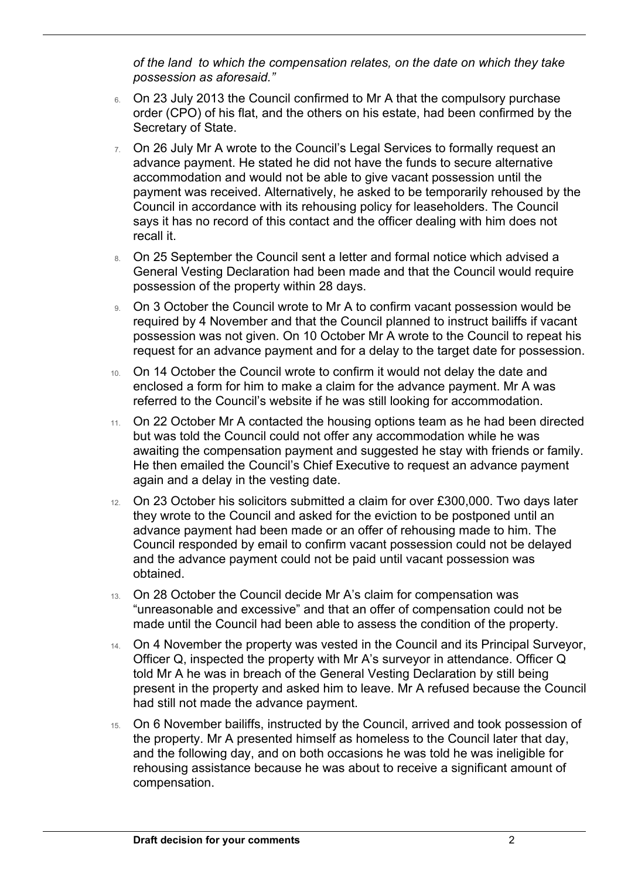*of the land to which the compensation relates, on the date on which they take possession as aforesaid."*

6. On 23 July 2013 the Council confirmed to Mr A that the compulsory purchase order (CPO) of his flat, and the others on his estate, had been confirmed by the Secretary of State.
7. On 26 July Mr A wrote to the Council's Legal Services to formally request an advance payment. He stated he did not have the funds to secure alternative accommodation and would not be able to give vacant possession until the payment was received. Alternatively, he asked to be temporarily rehoused by the Council in accordance with its rehousing policy for leaseholders. The Council says it has no record of this contact and the officer dealing with him does not recall it.
8. On 25 September the Council sent a letter and formal notice which advised a General Vesting Declaration had been made and that the Council would require possession of the property within 28 days.
9. On 3 October the Council wrote to Mr A to confirm vacant possession would be required by 4 November and that the Council planned to instruct bailiffs if vacant possession was not given. On 10 October Mr A wrote to the Council to repeat his request for an advance payment and for a delay to the target date for possession.
10. On 14 October the Council wrote to confirm it would not delay the date and enclosed a form for him to make a claim for the advance payment. Mr A was referred to the Council's website if he was still looking for accommodation.
11. On 22 October Mr A contacted the housing options team as he had been directed but was told the Council could not offer any accommodation while he was awaiting the compensation payment and suggested he stay with friends or family. He then emailed the Council's Chief Executive to request an advance payment again and a delay in the vesting date.
12. On 23 October his solicitors submitted a claim for over £300,000. Two days later they wrote to the Council and asked for the eviction to be postponed until an advance payment had been made or an offer of rehousing made to him. The Council responded by email to confirm vacant possession could not be delayed and the advance payment could not be paid until vacant possession was obtained.
13. On 28 October the Council decide Mr A's claim for compensation was "unreasonable and excessive" and that an offer of compensation could not be made until the Council had been able to assess the condition of the property.
14. On 4 November the property was vested in the Council and its Principal Surveyor, Officer Q, inspected the property with Mr A's surveyor in attendance. Officer Q told Mr A he was in breach of the General Vesting Declaration by still being present in the property and asked him to leave. Mr A refused because the Council had still not made the advance payment.
15. On 6 November bailiffs, instructed by the Council, arrived and took possession of the property. Mr A presented himself as homeless to the Council later that day, and the following day, and on both occasions he was told he was ineligible for rehousing assistance because he was about to receive a significant amount of compensation.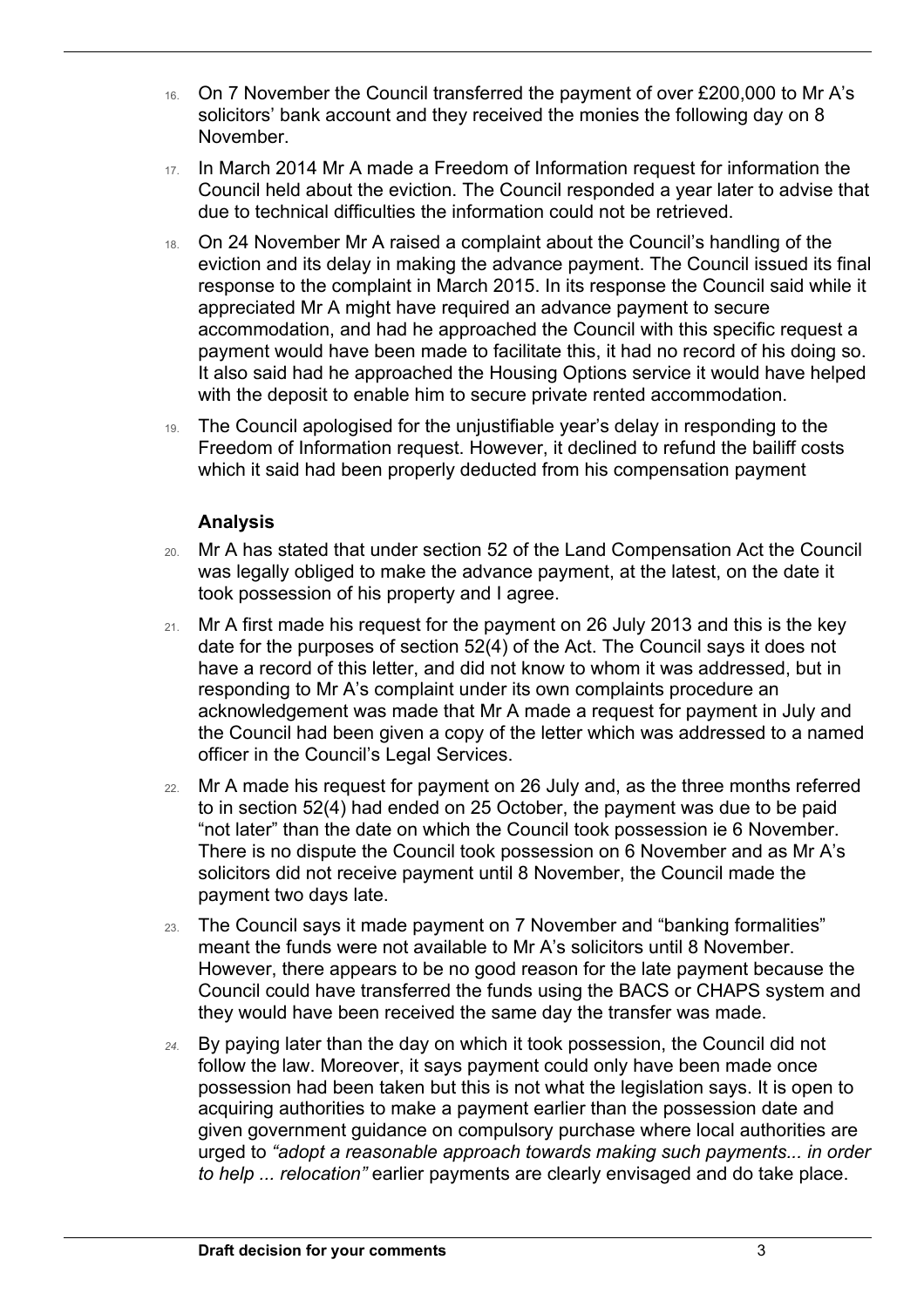16. On 7 November the Council transferred the payment of over £200,000 to Mr A's solicitors' bank account and they received the monies the following day on 8 November.
17. In March 2014 Mr A made a Freedom of Information request for information the Council held about the eviction. The Council responded a year later to advise that due to technical difficulties the information could not be retrieved.
18. On 24 November Mr A raised a complaint about the Council's handling of the eviction and its delay in making the advance payment. The Council issued its final response to the complaint in March 2015. In its response the Council said while it appreciated Mr A might have required an advance payment to secure accommodation, and had he approached the Council with this specific request a payment would have been made to facilitate this, it had no record of his doing so. It also said had he approached the Housing Options service it would have helped with the deposit to enable him to secure private rented accommodation.
19. The Council apologised for the unjustifiable year's delay in responding to the Freedom of Information request. However, it declined to refund the bailiff costs which it said had been properly deducted from his compensation payment

### Analysis

20. Mr A has stated that under section 52 of the Land Compensation Act the Council was legally obliged to make the advance payment, at the latest, on the date it took possession of his property and I agree.
21. Mr A first made his request for the payment on 26 July 2013 and this is the key date for the purposes of section 52(4) of the Act. The Council says it does not have a record of this letter, and did not know to whom it was addressed, but in responding to Mr A's complaint under its own complaints procedure an acknowledgement was made that Mr A made a request for payment in July and the Council had been given a copy of the letter which was addressed to a named officer in the Council's Legal Services.
22. Mr A made his request for payment on 26 July and, as the three months referred to in section 52(4) had ended on 25 October, the payment was due to be paid "not later" than the date on which the Council took possession ie 6 November. There is no dispute the Council took possession on 6 November and as Mr A's solicitors did not receive payment until 8 November, the Council made the payment two days late.
23. The Council says it made payment on 7 November and "banking formalities" meant the funds were not available to Mr A's solicitors until 8 November. However, there appears to be no good reason for the late payment because the Council could have transferred the funds using the BACS or CHAPS system and they would have been received the same day the transfer was made.
24. By paying later than the day on which it took possession, the Council did not follow the law. Moreover, it says payment could only have been made once possession had been taken but this is not what the legislation says. It is open to acquiring authorities to make a payment earlier than the possession date and given government guidance on compulsory purchase where local authorities are urged to *"adopt a reasonable approach towards making such payments... in order to help ... relocation"* earlier payments are clearly envisaged and do take place.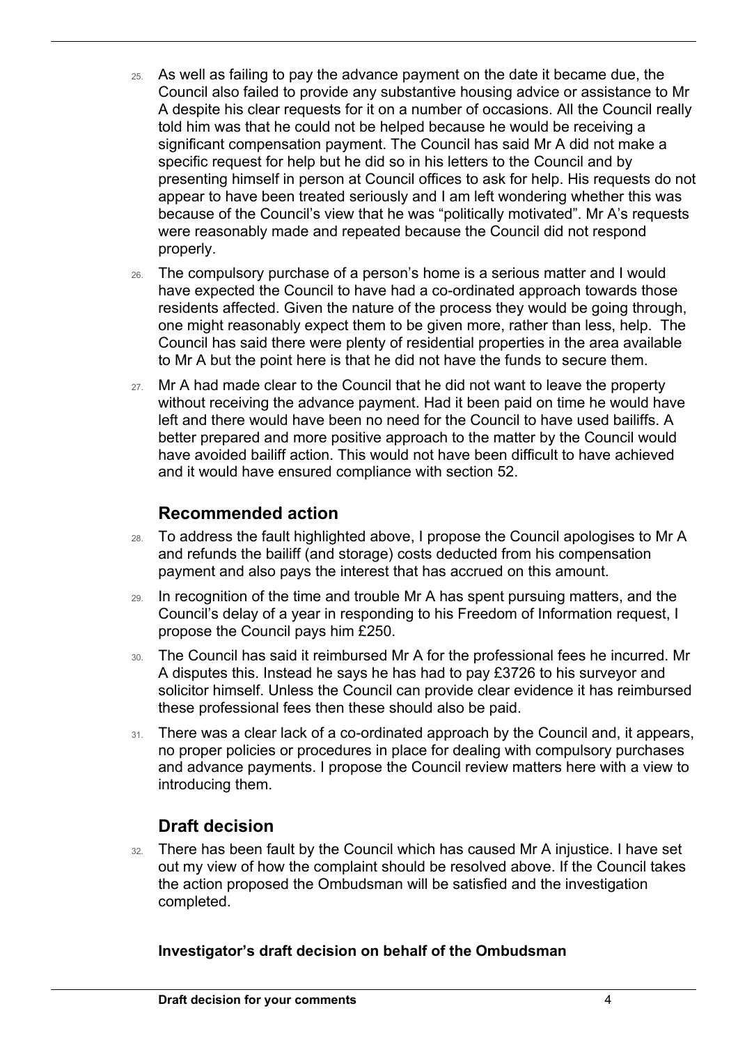25. As well as failing to pay the advance payment on the date it became due, the Council also failed to provide any substantive housing advice or assistance to Mr A despite his clear requests for it on a number of occasions. All the Council really told him was that he could not be helped because he would be receiving a significant compensation payment. The Council has said Mr A did not make a specific request for help but he did so in his letters to the Council and by presenting himself in person at Council offices to ask for help. His requests do not appear to have been treated seriously and I am left wondering whether this was because of the Council's view that he was "politically motivated". Mr A's requests were reasonably made and repeated because the Council did not respond properly.

26. The compulsory purchase of a person's home is a serious matter and I would have expected the Council to have had a co-ordinated approach towards those residents affected. Given the nature of the process they would be going through, one might reasonably expect them to be given more, rather than less, help. The Council has said there were plenty of residential properties in the area available to Mr A but the point here is that he did not have the funds to secure them.

27. Mr A had made clear to the Council that he did not want to leave the property without receiving the advance payment. Had it been paid on time he would have left and there would have been no need for the Council to have used bailiffs. A better prepared and more positive approach to the matter by the Council would have avoided bailiff action. This would not have been difficult to have achieved and it would have ensured compliance with section 52.

## Recommended action

28. To address the fault highlighted above, I propose the Council apologises to Mr A and refunds the bailiff (and storage) costs deducted from his compensation payment and also pays the interest that has accrued on this amount.

29. In recognition of the time and trouble Mr A has spent pursuing matters, and the Council's delay of a year in responding to his Freedom of Information request, I propose the Council pays him £250.

30. The Council has said it reimbursed Mr A for the professional fees he incurred. Mr A disputes this. Instead he says he has had to pay £3726 to his surveyor and solicitor himself. Unless the Council can provide clear evidence it has reimbursed these professional fees then these should also be paid.

31. There was a clear lack of a co-ordinated approach by the Council and, it appears, no proper policies or procedures in place for dealing with compulsory purchases and advance payments. I propose the Council review matters here with a view to introducing them.

## Draft decision

32. There has been fault by the Council which has caused Mr A injustice. I have set out my view of how the complaint should be resolved above. If the Council takes the action proposed the Ombudsman will be satisfied and the investigation completed.

**Investigator's draft decision on behalf of the Ombudsman**